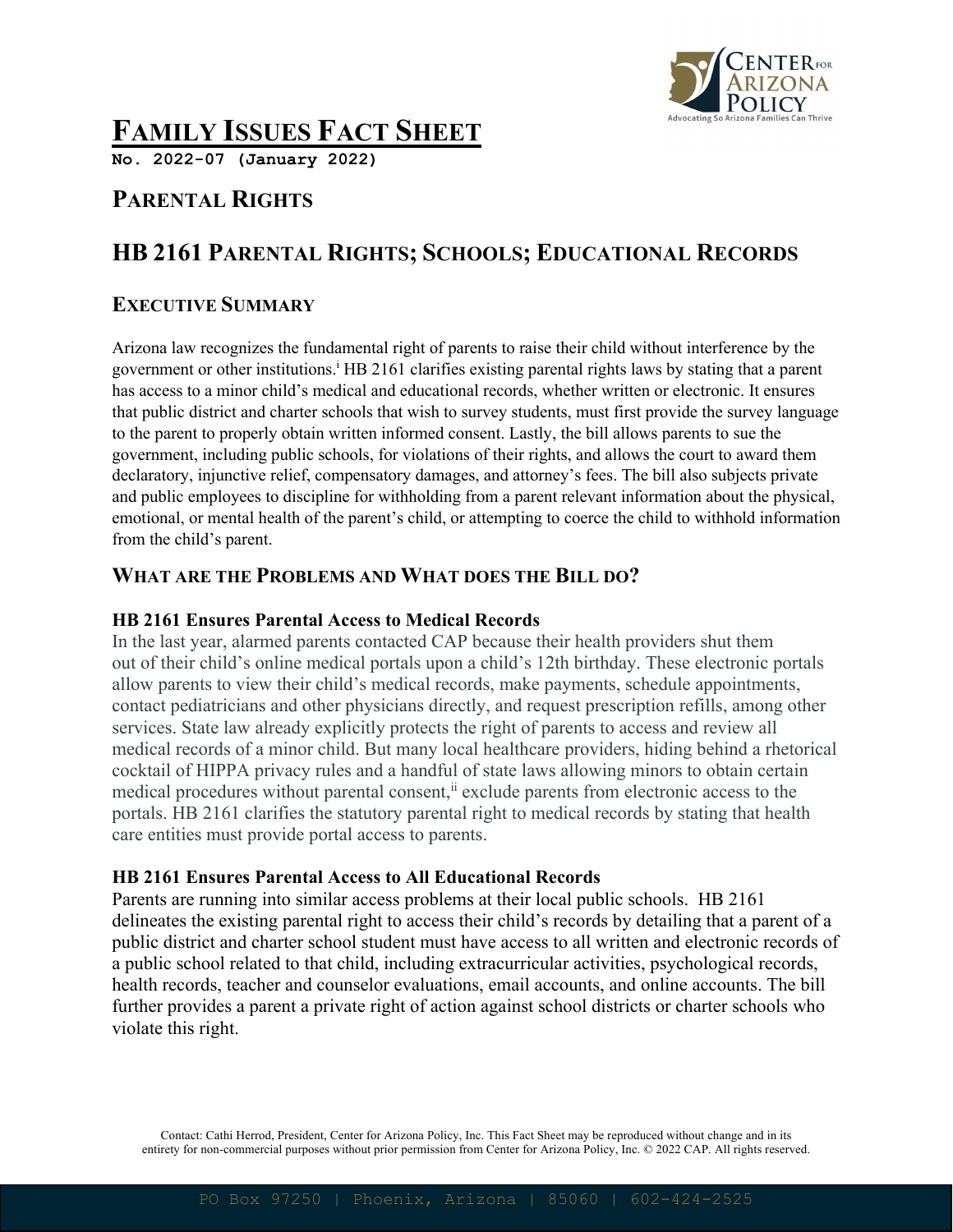# FAMILY ISSUES FACT SHEET

**No. 2022-07 (January 2022)**

## PARENTAL RIGHTS

## HB 2161 PARENTAL RIGHTS; SCHOOLS; EDUCATIONAL RECORDS

### EXECUTIVE SUMMARY

Arizona law recognizes the fundamental right of parents to raise their child without interference by the government or other institutions.[i] HB 2161 clarifies existing parental rights laws by stating that a parent has access to a minor child's medical and educational records, whether written or electronic. It ensures that public district and charter schools that wish to survey students, must first provide the survey language to the parent to properly obtain written informed consent. Lastly, the bill allows parents to sue the government, including public schools, for violations of their rights, and allows the court to award them declaratory, injunctive relief, compensatory damages, and attorney's fees. The bill also subjects private and public employees to discipline for withholding from a parent relevant information about the physical, emotional, or mental health of the parent's child, or attempting to coerce the child to withhold information from the child's parent.

### WHAT ARE THE PROBLEMS AND WHAT DOES THE BILL DO?

**HB 2161 Ensures Parental Access to Medical Records**

In the last year, alarmed parents contacted CAP because their health providers shut them out of their child's online medical portals upon a child's 12th birthday. These electronic portals allow parents to view their child's medical records, make payments, schedule appointments, contact pediatricians and other physicians directly, and request prescription refills, among other services. State law already explicitly protects the right of parents to access and review all medical records of a minor child. But many local healthcare providers, hiding behind a rhetorical cocktail of HIPPA privacy rules and a handful of state laws allowing minors to obtain certain medical procedures without parental consent,[ii] exclude parents from electronic access to the portals. HB 2161 clarifies the statutory parental right to medical records by stating that health care entities must provide portal access to parents.

**HB 2161 Ensures Parental Access to All Educational Records**

Parents are running into similar access problems at their local public schools. HB 2161 delineates the existing parental right to access their child's records by detailing that a parent of a public district and charter school student must have access to all written and electronic records of a public school related to that child, including extracurricular activities, psychological records, health records, teacher and counselor evaluations, email accounts, and online accounts. The bill further provides a parent a private right of action against school districts or charter schools who violate this right.

Contact: Cathi Herrod, President, Center for Arizona Policy, Inc. This Fact Sheet may be reproduced without change and in its entirety for non-commercial purposes without prior permission from Center for Arizona Policy, Inc. © 2022 CAP. All rights reserved.

PO Box 97250 | Phoenix, Arizona | 85060 | 602-424-2525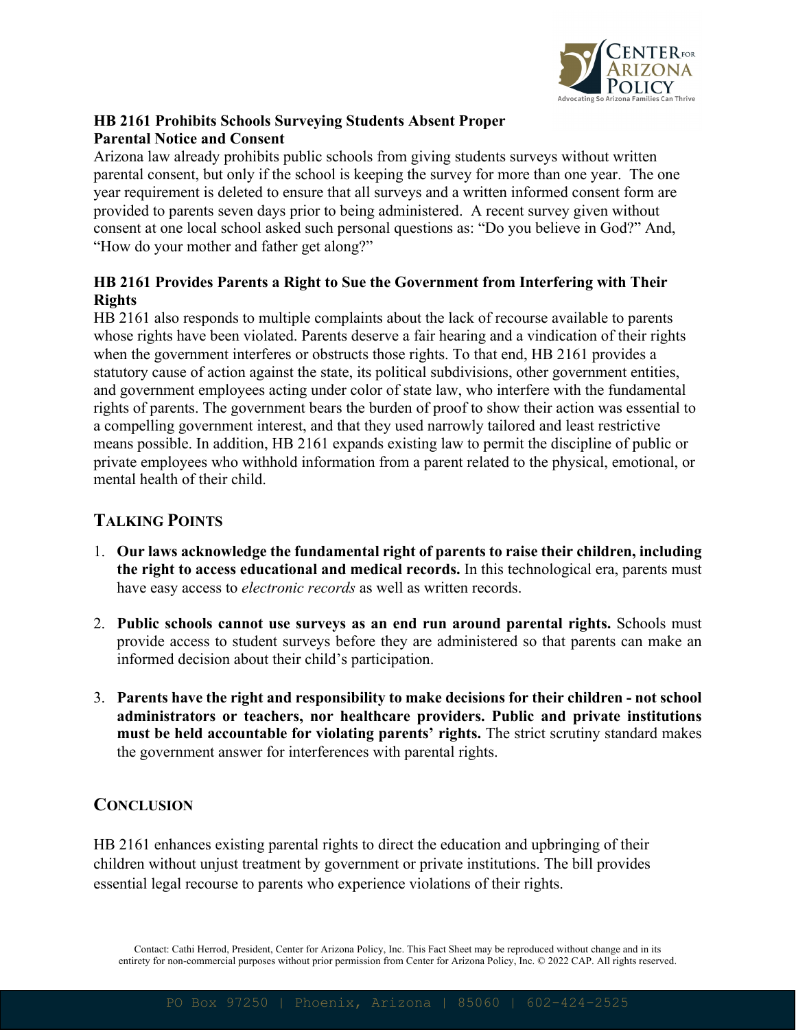**HB 2161 Prohibits Schools Surveying Students Absent Proper Parental Notice and Consent**

Arizona law already prohibits public schools from giving students surveys without written parental consent, but only if the school is keeping the survey for more than one year. The one year requirement is deleted to ensure that all surveys and a written informed consent form are provided to parents seven days prior to being administered. A recent survey given without consent at one local school asked such personal questions as: "Do you believe in God?" And, "How do your mother and father get along?"

**HB 2161 Provides Parents a Right to Sue the Government from Interfering with Their Rights**

HB 2161 also responds to multiple complaints about the lack of recourse available to parents whose rights have been violated. Parents deserve a fair hearing and a vindication of their rights when the government interferes or obstructs those rights. To that end, HB 2161 provides a statutory cause of action against the state, its political subdivisions, other government entities, and government employees acting under color of state law, who interfere with the fundamental rights of parents. The government bears the burden of proof to show their action was essential to a compelling government interest, and that they used narrowly tailored and least restrictive means possible. In addition, HB 2161 expands existing law to permit the discipline of public or private employees who withhold information from a parent related to the physical, emotional, or mental health of their child.

## TALKING POINTS

1. **Our laws acknowledge the fundamental right of parents to raise their children, including the right to access educational and medical records.** In this technological era, parents must have easy access to *electronic records* as well as written records.

2. **Public schools cannot use surveys as an end run around parental rights.** Schools must provide access to student surveys before they are administered so that parents can make an informed decision about their child's participation.

3. **Parents have the right and responsibility to make decisions for their children - not school administrators or teachers, nor healthcare providers. Public and private institutions must be held accountable for violating parents' rights.** The strict scrutiny standard makes the government answer for interferences with parental rights.

## CONCLUSION

HB 2161 enhances existing parental rights to direct the education and upbringing of their children without unjust treatment by government or private institutions. The bill provides essential legal recourse to parents who experience violations of their rights.

Contact: Cathi Herrod, President, Center for Arizona Policy, Inc. This Fact Sheet may be reproduced without change and in its entirety for non-commercial purposes without prior permission from Center for Arizona Policy, Inc. © 2022 CAP. All rights reserved.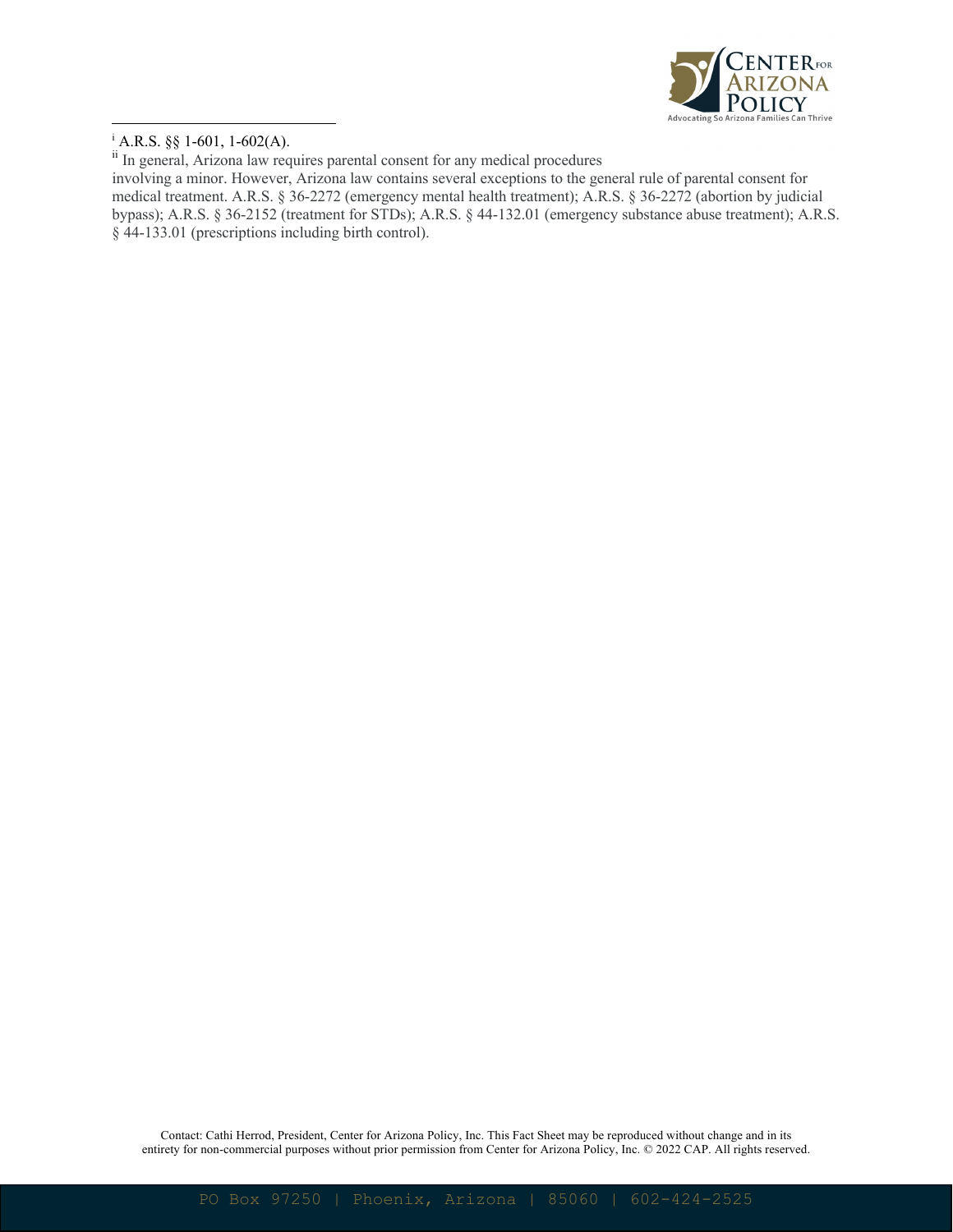[i] A.R.S. §§ 1-601, 1-602(A).

[ii] In general, Arizona law requires parental consent for any medical procedures involving a minor. However, Arizona law contains several exceptions to the general rule of parental consent for medical treatment. A.R.S. § 36-2272 (emergency mental health treatment); A.R.S. § 36-2272 (abortion by judicial bypass); A.R.S. § 36-2152 (treatment for STDs); A.R.S. § 44-132.01 (emergency substance abuse treatment); A.R.S. § 44-133.01 (prescriptions including birth control).

Contact: Cathi Herrod, President, Center for Arizona Policy, Inc. This Fact Sheet may be reproduced without change and in its entirety for non-commercial purposes without prior permission from Center for Arizona Policy, Inc. © 2022 CAP. All rights reserved.